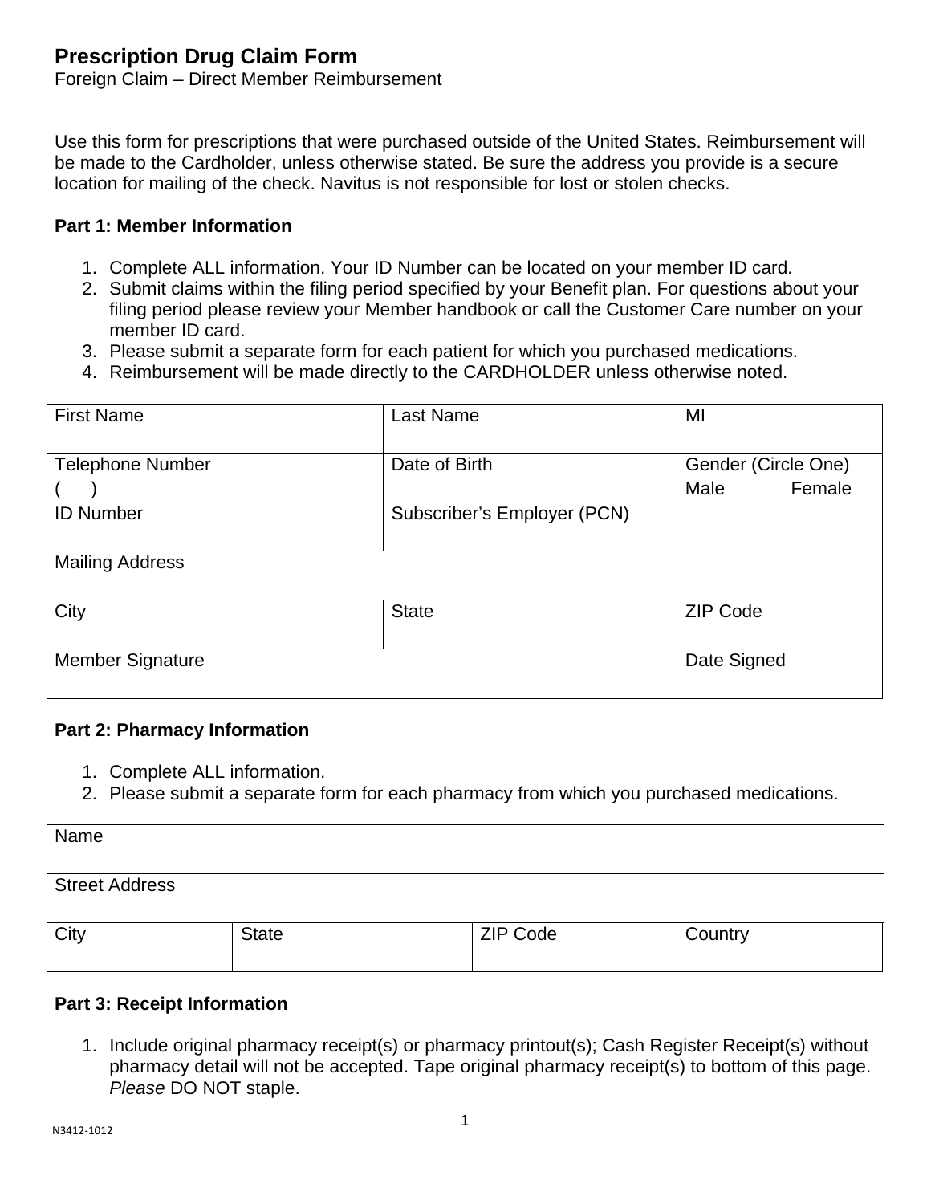# Prescription Drug Claim Form

Foreign Claim – Direct Member Reimbursement

Use this form for prescriptions that were purchased outside of the United States. Reimbursement will be made to the Cardholder, unless otherwise stated. Be sure the address you provide is a secure location for mailing of the check. Navitus is not responsible for lost or stolen checks.

**Part 1: Member Information**

1. Complete ALL information. Your ID Number can be located on your member ID card.
2. Submit claims within the filing period specified by your Benefit plan. For questions about your filing period please review your Member handbook or call the Customer Care number on your member ID card.
3. Please submit a separate form for each patient for which you purchased medications.
4. Reimbursement will be made directly to the CARDHOLDER unless otherwise noted.

| | | |
|---|---|---|
| First Name | Last Name | MI |
| Telephone Number ( ) | Date of Birth | Gender (Circle One) Male Female |
| ID Number | Subscriber's Employer (PCN) | |
| Mailing Address | | |
| City | State | ZIP Code |
| Member Signature | | Date Signed |

**Part 2: Pharmacy Information**

1. Complete ALL information.
2. Please submit a separate form for each pharmacy from which you purchased medications.

| | | | |
|---|---|---|---|
| Name | | | |
| Street Address | | | |
| City | State | ZIP Code | Country |

**Part 3: Receipt Information**

1. Include original pharmacy receipt(s) or pharmacy printout(s); Cash Register Receipt(s) without pharmacy detail will not be accepted. Tape original pharmacy receipt(s) to bottom of this page. *Please* DO NOT staple.

N3412-1012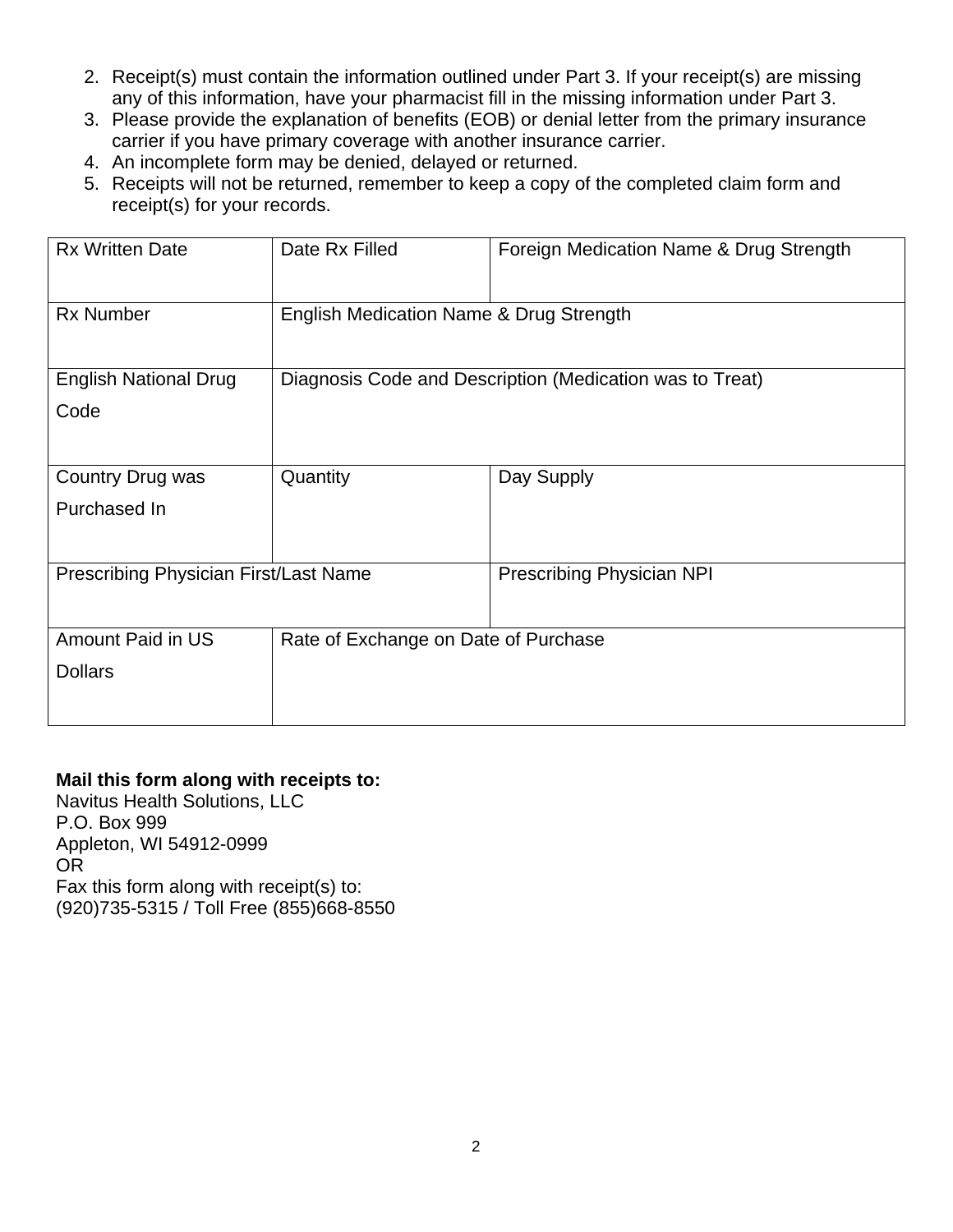2. Receipt(s) must contain the information outlined under Part 3. If your receipt(s) are missing any of this information, have your pharmacist fill in the missing information under Part 3.
3. Please provide the explanation of benefits (EOB) or denial letter from the primary insurance carrier if you have primary coverage with another insurance carrier.
4. An incomplete form may be denied, delayed or returned.
5. Receipts will not be returned, remember to keep a copy of the completed claim form and receipt(s) for your records.

| | | |
|---|---|---|
| Rx Written Date | Date Rx Filled | Foreign Medication Name & Drug Strength |
| Rx Number | English Medication Name & Drug Strength | |
| English National Drug Code | Diagnosis Code and Description (Medication was to Treat) | |
| Country Drug was Purchased In | Quantity | Day Supply |
| Prescribing Physician First/Last Name | | Prescribing Physician NPI |
| Amount Paid in US Dollars | Rate of Exchange on Date of Purchase | |

**Mail this form along with receipts to:**
Navitus Health Solutions, LLC
P.O. Box 999
Appleton, WI 54912-0999
OR
Fax this form along with receipt(s) to:
(920)735-5315 / Toll Free (855)668-8550